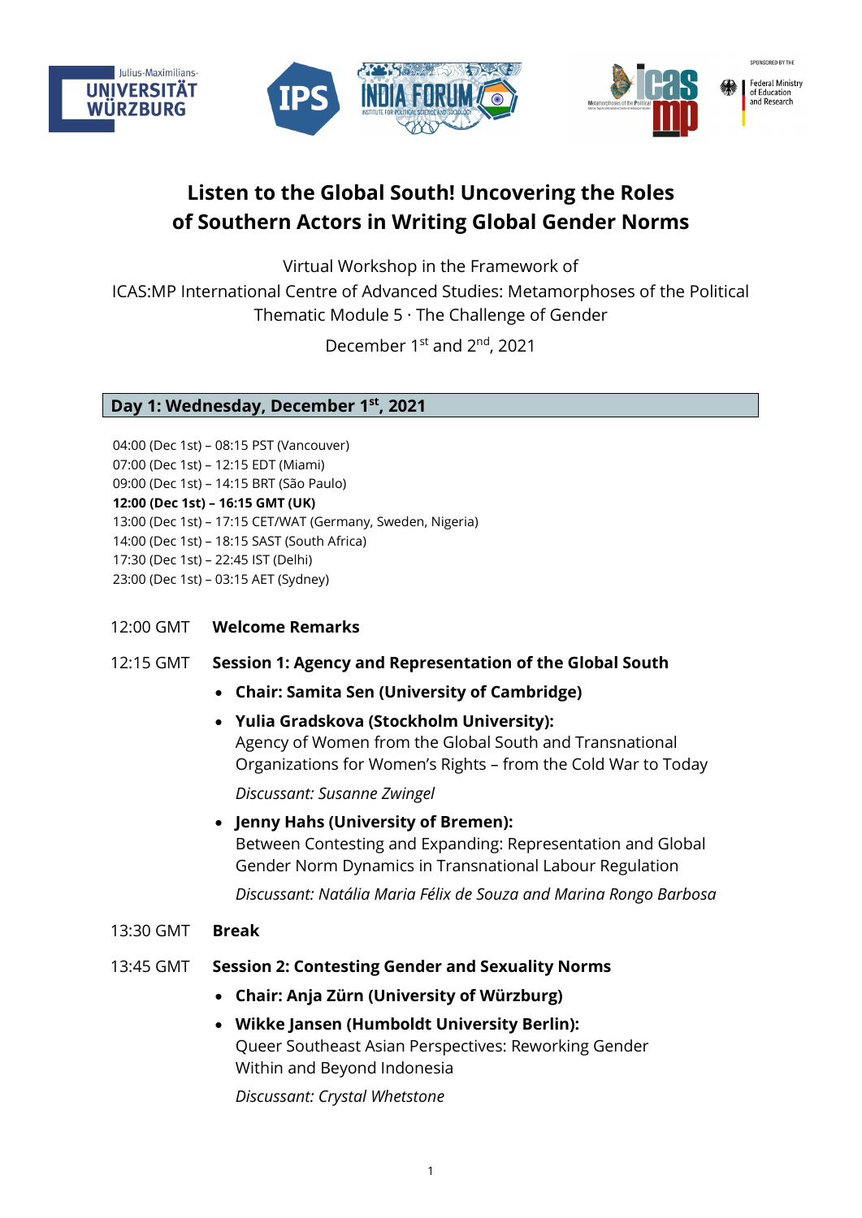# Listen to the Global South! Uncovering the Roles of Southern Actors in Writing Global Gender Norms

Virtual Workshop in the Framework of
ICAS:MP International Centre of Advanced Studies: Metamorphoses of the Political
Thematic Module 5 · The Challenge of Gender

December 1st and 2nd, 2021

## Day 1: Wednesday, December 1st, 2021

04:00 (Dec 1st) – 08:15 PST (Vancouver)
07:00 (Dec 1st) – 12:15 EDT (Miami)
09:00 (Dec 1st) – 14:15 BRT (São Paulo)
**12:00 (Dec 1st) – 16:15 GMT (UK)**
13:00 (Dec 1st) – 17:15 CET/WAT (Germany, Sweden, Nigeria)
14:00 (Dec 1st) – 18:15 SAST (South Africa)
17:30 (Dec 1st) – 22:45 IST (Delhi)
23:00 (Dec 1st) – 03:15 AET (Sydney)

12:00 GMT **Welcome Remarks**

12:15 GMT **Session 1: Agency and Representation of the Global South**

- **Chair: Samita Sen (University of Cambridge)**
- **Yulia Gradskova (Stockholm University):**
  Agency of Women from the Global South and Transnational Organizations for Women's Rights – from the Cold War to Today

  *Discussant: Susanne Zwingel*
- **Jenny Hahs (University of Bremen):**
  Between Contesting and Expanding: Representation and Global Gender Norm Dynamics in Transnational Labour Regulation

  *Discussant: Natália Maria Félix de Souza and Marina Rongo Barbosa*

13:30 GMT **Break**

13:45 GMT **Session 2: Contesting Gender and Sexuality Norms**

- **Chair: Anja Zürn (University of Würzburg)**
- **Wikke Jansen (Humboldt University Berlin):**
  Queer Southeast Asian Perspectives: Reworking Gender Within and Beyond Indonesia

  *Discussant: Crystal Whetstone*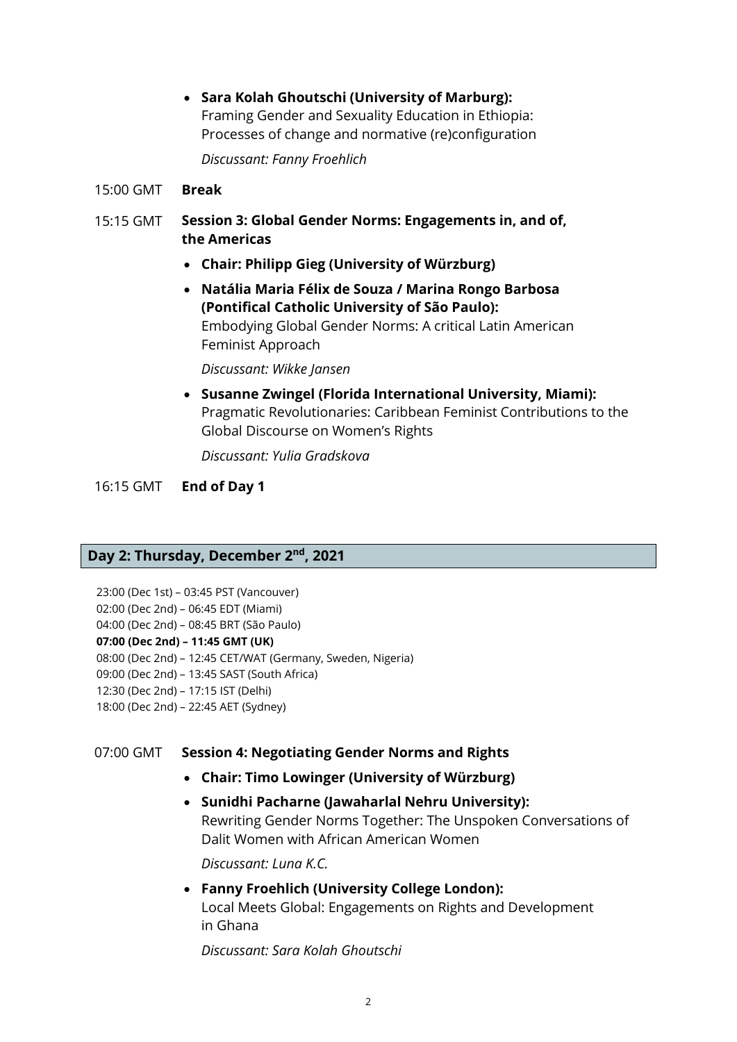- **Sara Kolah Ghoutschi (University of Marburg):**
  Framing Gender and Sexuality Education in Ethiopia: Processes of change and normative (re)configuration

  *Discussant: Fanny Froehlich*

15:00 GMT **Break**

15:15 GMT **Session 3: Global Gender Norms: Engagements in, and of, the Americas**

- **Chair: Philipp Gieg (University of Würzburg)**
- **Natália Maria Félix de Souza / Marina Rongo Barbosa (Pontifical Catholic University of São Paulo):**
  Embodying Global Gender Norms: A critical Latin American Feminist Approach

  *Discussant: Wikke Jansen*

- **Susanne Zwingel (Florida International University, Miami):**
  Pragmatic Revolutionaries: Caribbean Feminist Contributions to the Global Discourse on Women's Rights

  *Discussant: Yulia Gradskova*

16:15 GMT **End of Day 1**

## Day 2: Thursday, December 2nd, 2021

23:00 (Dec 1st) – 03:45 PST (Vancouver)
02:00 (Dec 2nd) – 06:45 EDT (Miami)
04:00 (Dec 2nd) – 08:45 BRT (São Paulo)
**07:00 (Dec 2nd) – 11:45 GMT (UK)**
08:00 (Dec 2nd) – 12:45 CET/WAT (Germany, Sweden, Nigeria)
09:00 (Dec 2nd) – 13:45 SAST (South Africa)
12:30 (Dec 2nd) – 17:15 IST (Delhi)
18:00 (Dec 2nd) – 22:45 AET (Sydney)

07:00 GMT **Session 4: Negotiating Gender Norms and Rights**

- **Chair: Timo Lowinger (University of Würzburg)**
- **Sunidhi Pacharne (Jawaharlal Nehru University):**
  Rewriting Gender Norms Together: The Unspoken Conversations of Dalit Women with African American Women

  *Discussant: Luna K.C.*

- **Fanny Froehlich (University College London):**
  Local Meets Global: Engagements on Rights and Development in Ghana

  *Discussant: Sara Kolah Ghoutschi*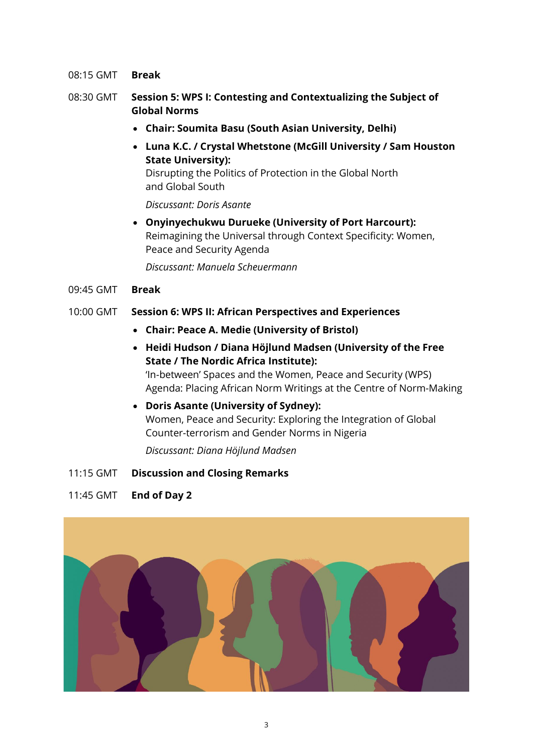08:15 GMT **Break**

08:30 GMT **Session 5: WPS I: Contesting and Contextualizing the Subject of Global Norms**

- **Chair: Soumita Basu (South Asian University, Delhi)**
- **Luna K.C. / Crystal Whetstone (McGill University / Sam Houston State University):**
  Disrupting the Politics of Protection in the Global North and Global South

  *Discussant: Doris Asante*
- **Onyinyechukwu Durueke (University of Port Harcourt):**
  Reimagining the Universal through Context Specificity: Women, Peace and Security Agenda

  *Discussant: Manuela Scheuermann*

09:45 GMT **Break**

10:00 GMT **Session 6: WPS II: African Perspectives and Experiences**

- **Chair: Peace A. Medie (University of Bristol)**
- **Heidi Hudson / Diana Höjlund Madsen (University of the Free State / The Nordic Africa Institute):**
  'In-between' Spaces and the Women, Peace and Security (WPS) Agenda: Placing African Norm Writings at the Centre of Norm-Making
- **Doris Asante (University of Sydney):**
  Women, Peace and Security: Exploring the Integration of Global Counter-terrorism and Gender Norms in Nigeria

  *Discussant: Diana Höjlund Madsen*

11:15 GMT **Discussion and Closing Remarks**

11:45 GMT **End of Day 2**